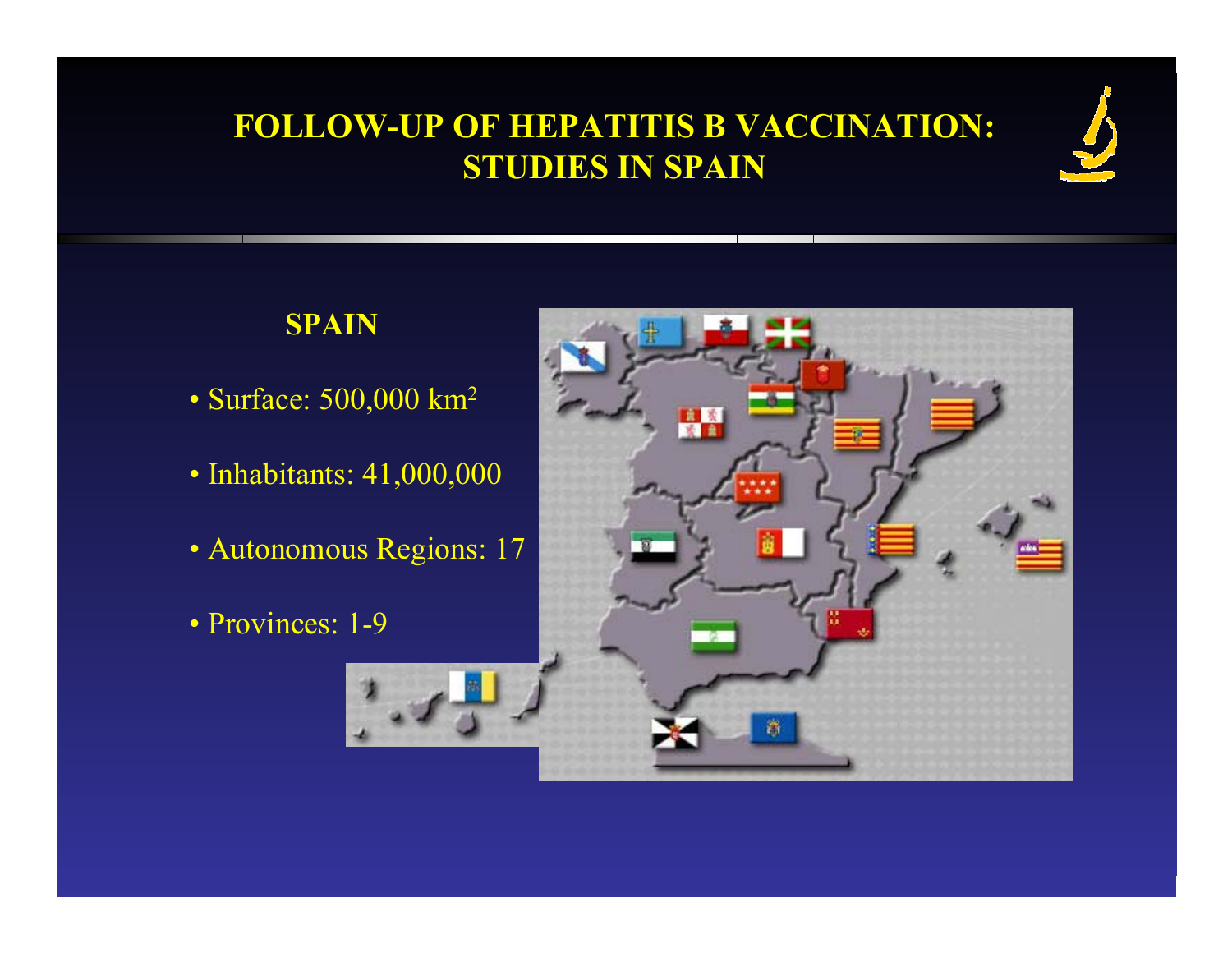# FOLLOW-UP OF HEPATITIS B VACCINATION: STUDIES IN SPAIN

## SPAIN

- Surface: 500,000 $km^2$
- Inhabitants: 41,000,000
- Autonomous Regions: 17
- Provinces: 1-9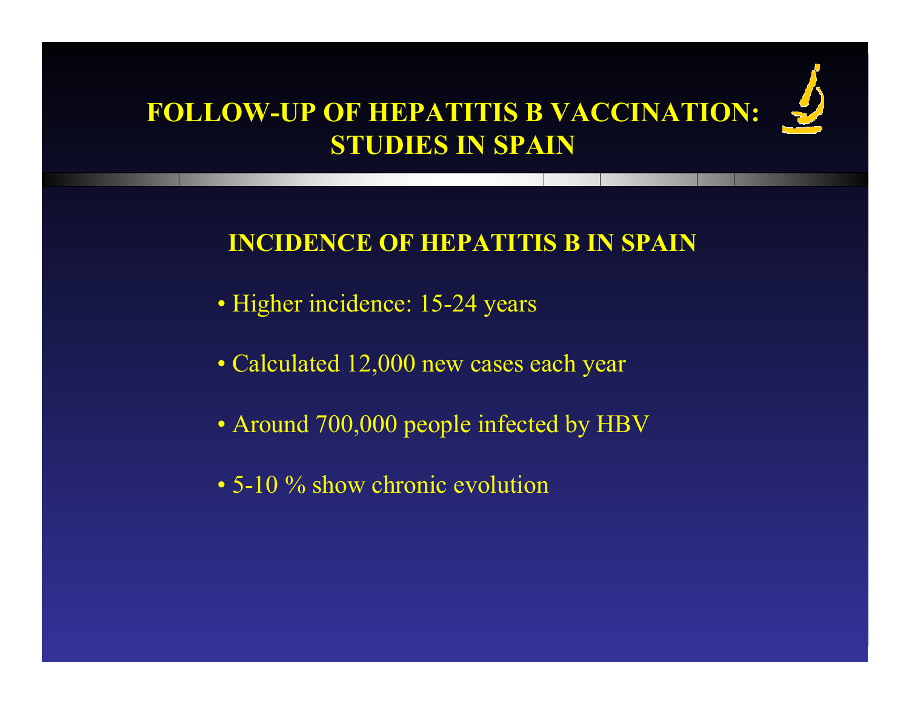# FOLLOW-UP OF HEPATITIS B VACCINATION: STUDIES IN SPAIN

## INCIDENCE OF HEPATITIS B IN SPAIN

- Higher incidence: 15-24 years
- Calculated 12,000 new cases each year
- Around 700,000 people infected by HBV
- 5-10 % show chronic evolution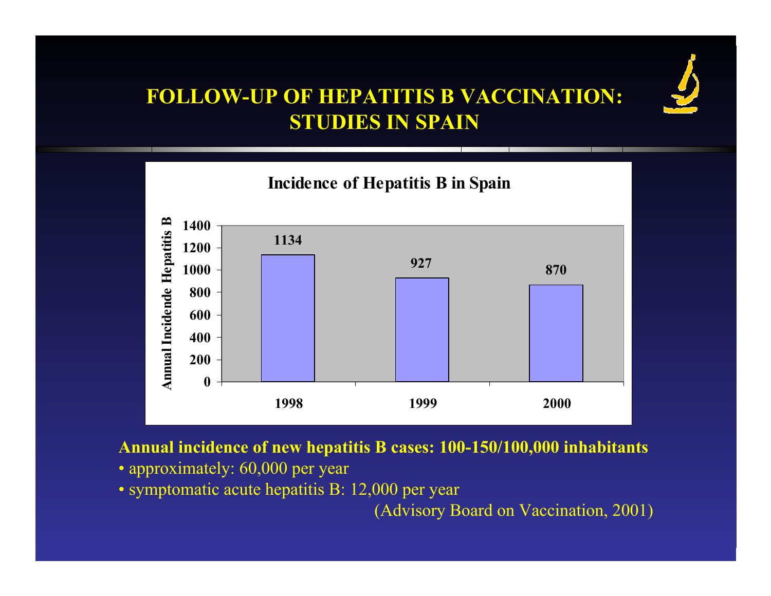# FOLLOW-UP OF HEPATITIS B VACCINATION: STUDIES IN SPAIN

**Incidence of Hepatitis B in Spain**

| Year | Annual Incidende Hepatitis B |
| --- | --- |
| 1998 | 1134 |
| 1999 | 927 |
| 2000 | 870 |

**Annual incidence of new hepatitis B cases: 100-150/100,000 inhabitants**

- approximately: 60,000 per year
- symptomatic acute hepatitis B: 12,000 per year

(Advisory Board on Vaccination, 2001)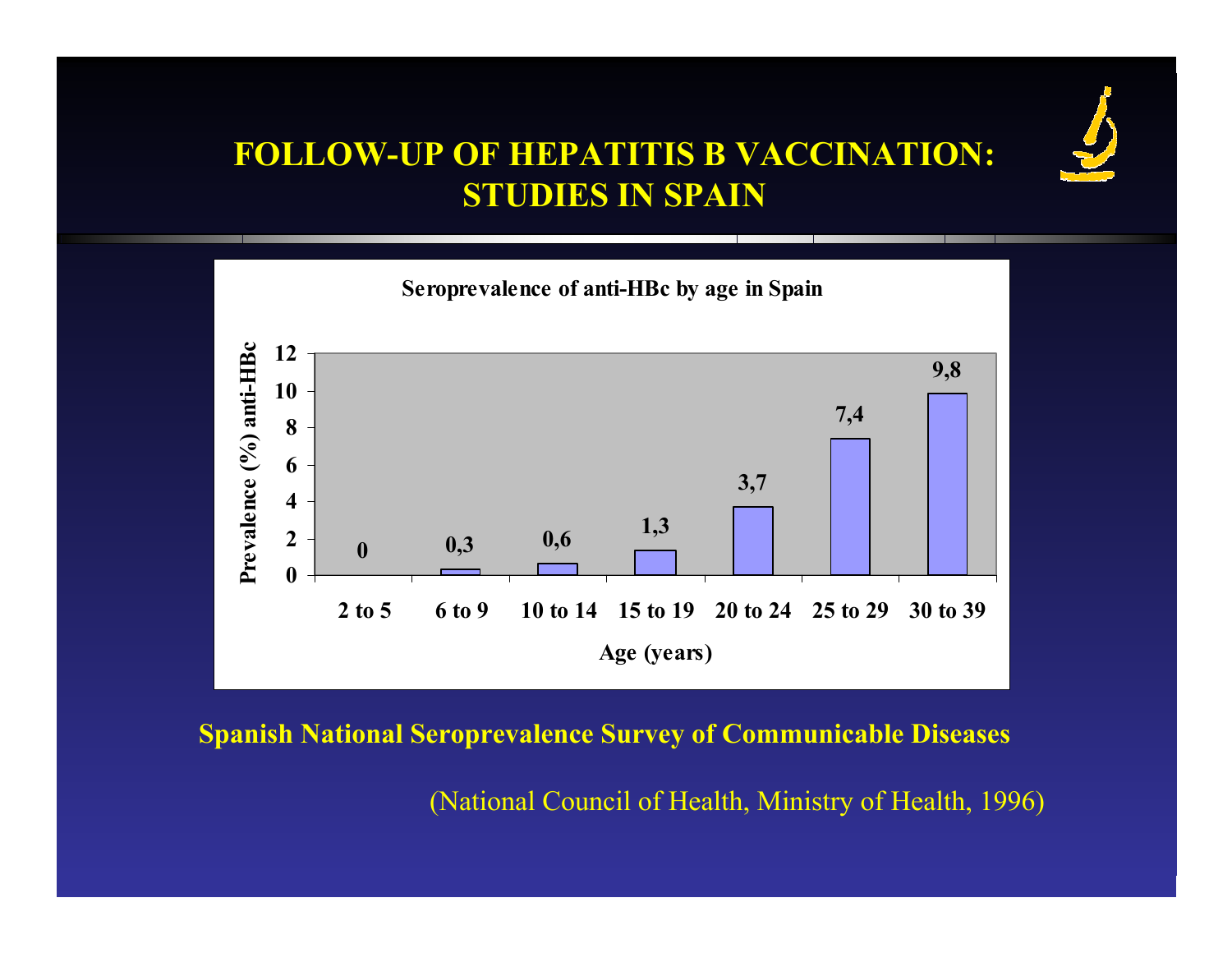# FOLLOW-UP OF HEPATITIS B VACCINATION: STUDIES IN SPAIN

**Seroprevalence of anti-HBc by age in Spain**

| Age (years) | Prevalence (%) anti-HBc |
|---|---|
| 2 to 5 | 0 |
| 6 to 9 | 0,3 |
| 10 to 14 | 0,6 |
| 15 to 19 | 1,3 |
| 20 to 24 | 3,7 |
| 25 to 29 | 7,4 |
| 30 to 39 | 9,8 |

**Spanish National Seroprevalence Survey of Communicable Diseases**

(National Council of Health, Ministry of Health, 1996)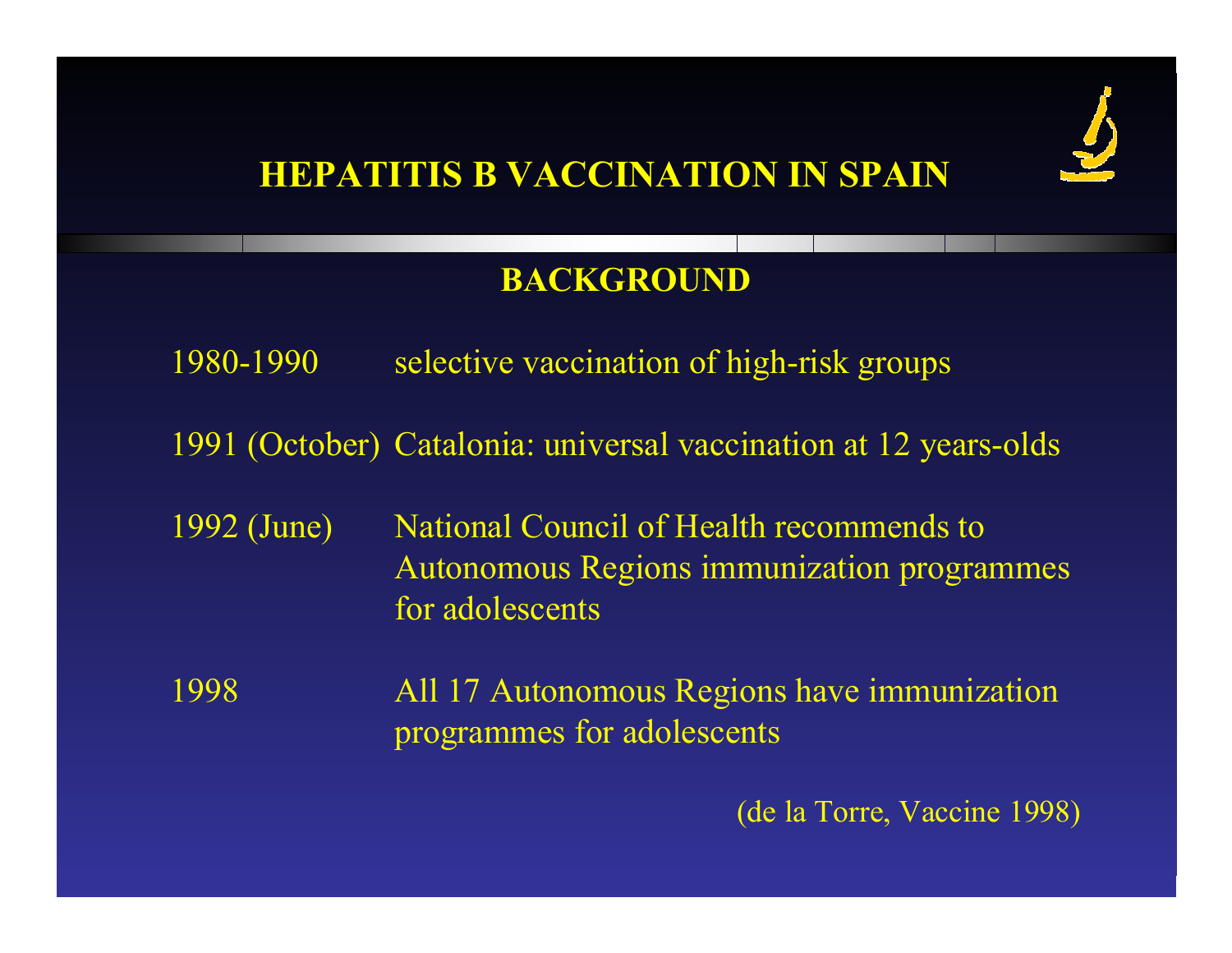# HEPATITIS B VACCINATION IN SPAIN

## BACKGROUND

| | |
|---|---|
| 1980-1990 | selective vaccination of high-risk groups |
| 1991 (October) | Catalonia: universal vaccination at 12 years-olds |
| 1992 (June) | National Council of Health recommends to Autonomous Regions immunization programmes for adolescents |
| 1998 | All 17 Autonomous Regions have immunization programmes for adolescents |

(de la Torre, Vaccine 1998)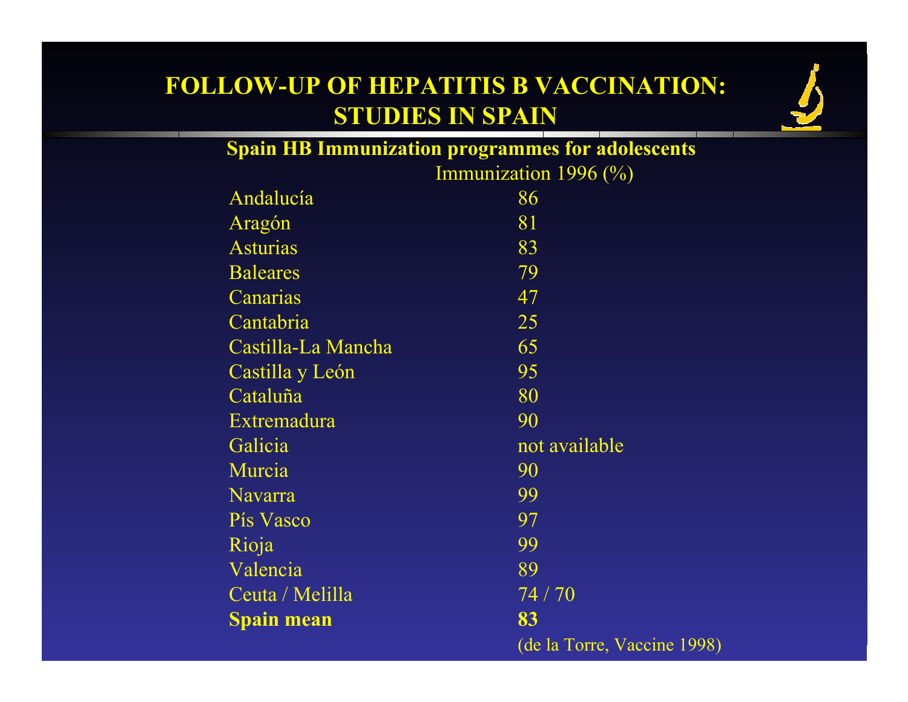# FOLLOW-UP OF HEPATITIS B VACCINATION: STUDIES IN SPAIN

## Spain HB Immunization programmes for adolescents

| | Immunization 1996 (%) |
|---|---|
| Andalucía | 86 |
| Aragón | 81 |
| Asturias | 83 |
| Baleares | 79 |
| Canarias | 47 |
| Cantabria | 25 |
| Castilla-La Mancha | 65 |
| Castilla y León | 95 |
| Cataluña | 80 |
| Extremadura | 90 |
| Galicia | not available |
| Murcia | 90 |
| Navarra | 99 |
| Pís Vasco | 97 |
| Rioja | 99 |
| Valencia | 89 |
| Ceuta / Melilla | 74 / 70 |
| **Spain mean** | **83** |

(de la Torre, Vaccine 1998)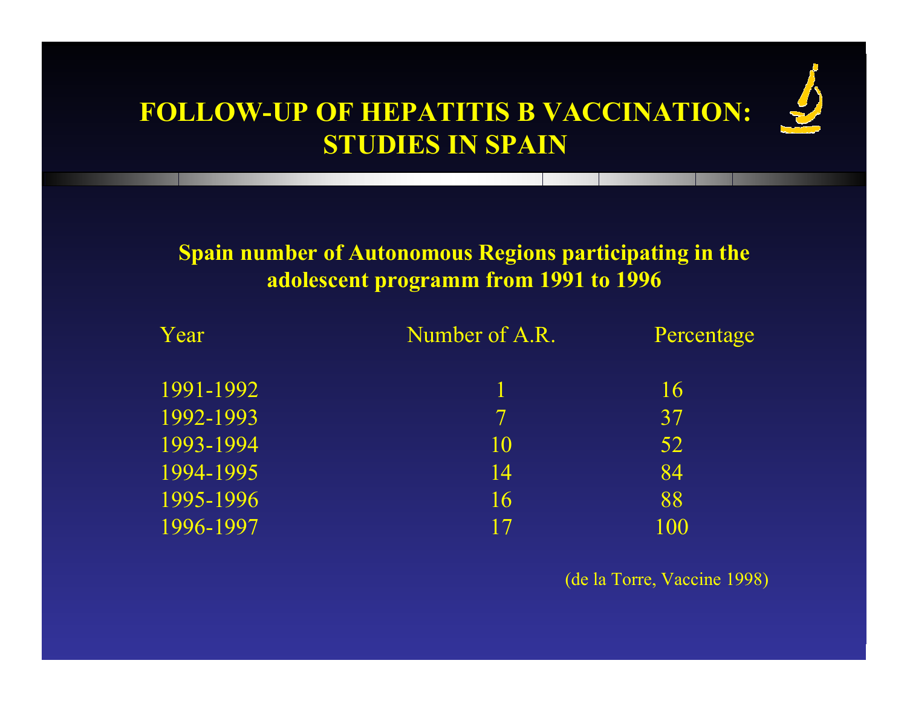# FOLLOW-UP OF HEPATITIS B VACCINATION: STUDIES IN SPAIN

**Spain number of Autonomous Regions participating in the adolescent programm from 1991 to 1996**

| Year | Number of A.R. | Percentage |
|---|---|---|
| 1991-1992 | 1 | 16 |
| 1992-1993 | 7 | 37 |
| 1993-1994 | 10 | 52 |
| 1994-1995 | 14 | 84 |
| 1995-1996 | 16 | 88 |
| 1996-1997 | 17 | 100 |

(de la Torre, Vaccine 1998)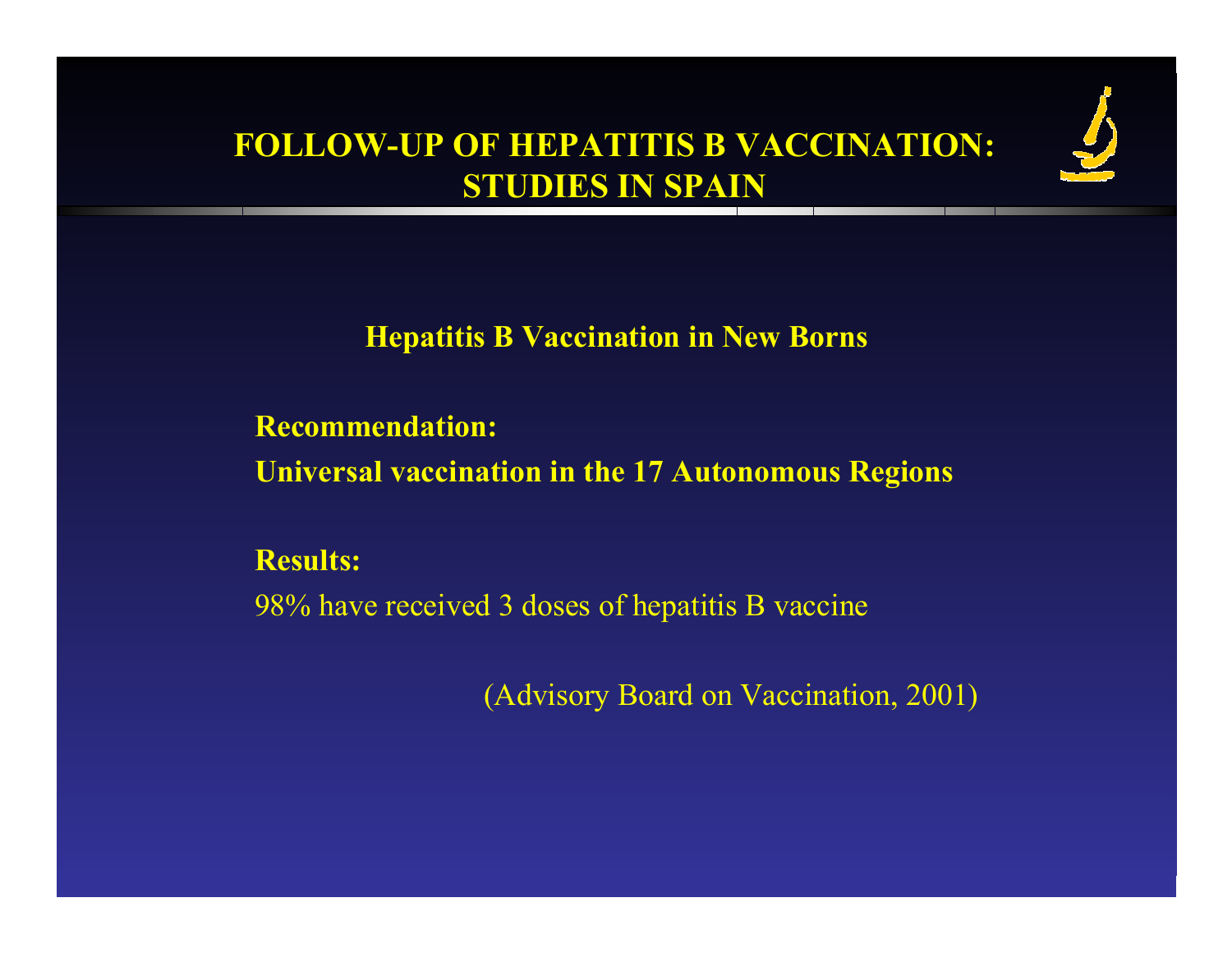# FOLLOW-UP OF HEPATITIS B VACCINATION: STUDIES IN SPAIN

## Hepatitis B Vaccination in New Borns

**Recommendation:**

**Universal vaccination in the 17 Autonomous Regions**

**Results:**

98% have received 3 doses of hepatitis B vaccine

(Advisory Board on Vaccination, 2001)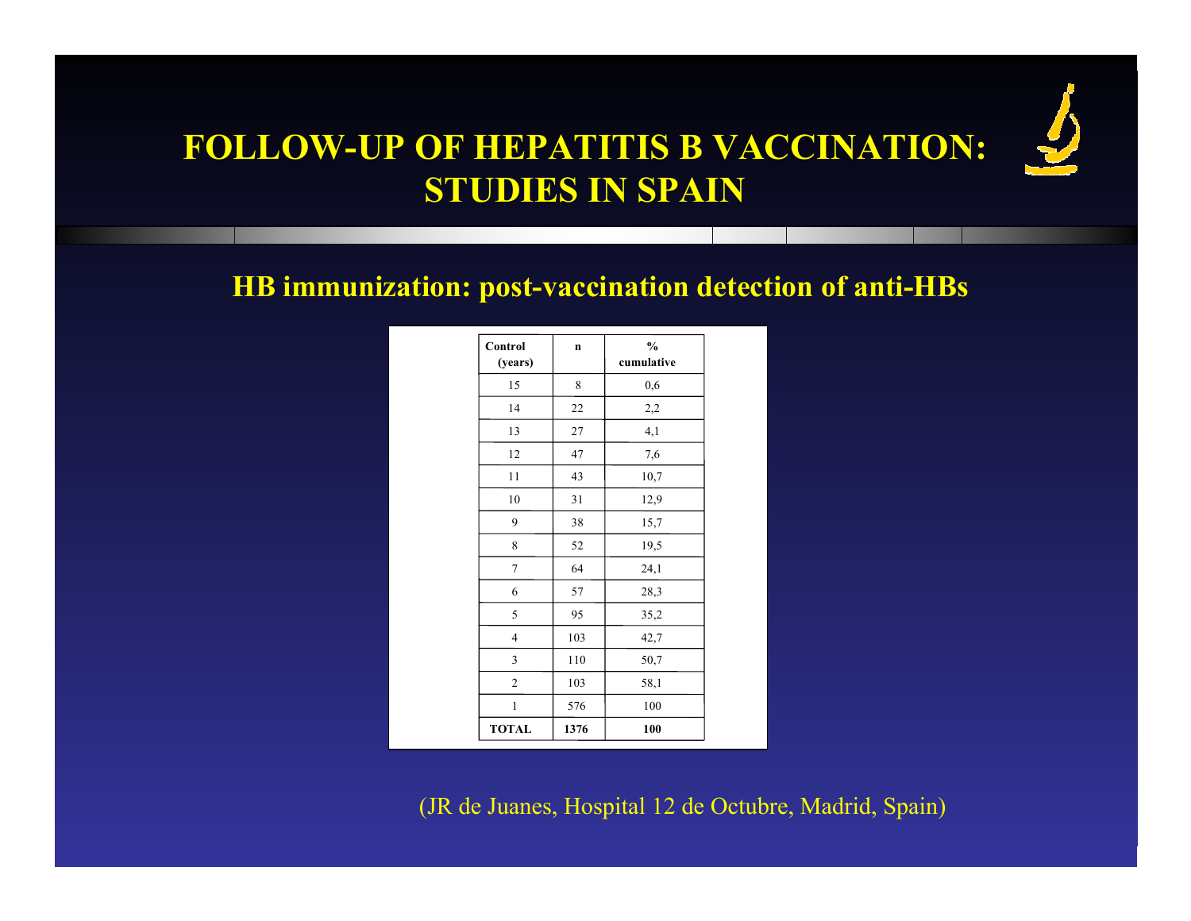# FOLLOW-UP OF HEPATITIS B VACCINATION: STUDIES IN SPAIN

## HB immunization: post-vaccination detection of anti-HBs

| Control (years) | n | % cumulative |
|---|---|---|
| 15 | 8 | 0,6 |
| 14 | 22 | 2,2 |
| 13 | 27 | 4,1 |
| 12 | 47 | 7,6 |
| 11 | 43 | 10,7 |
| 10 | 31 | 12,9 |
| 9 | 38 | 15,7 |
| 8 | 52 | 19,5 |
| 7 | 64 | 24,1 |
| 6 | 57 | 28,3 |
| 5 | 95 | 35,2 |
| 4 | 103 | 42,7 |
| 3 | 110 | 50,7 |
| 2 | 103 | 58,1 |
| 1 | 576 | 100 |
| **TOTAL** | **1376** | **100** |

(JR de Juanes, Hospital 12 de Octubre, Madrid, Spain)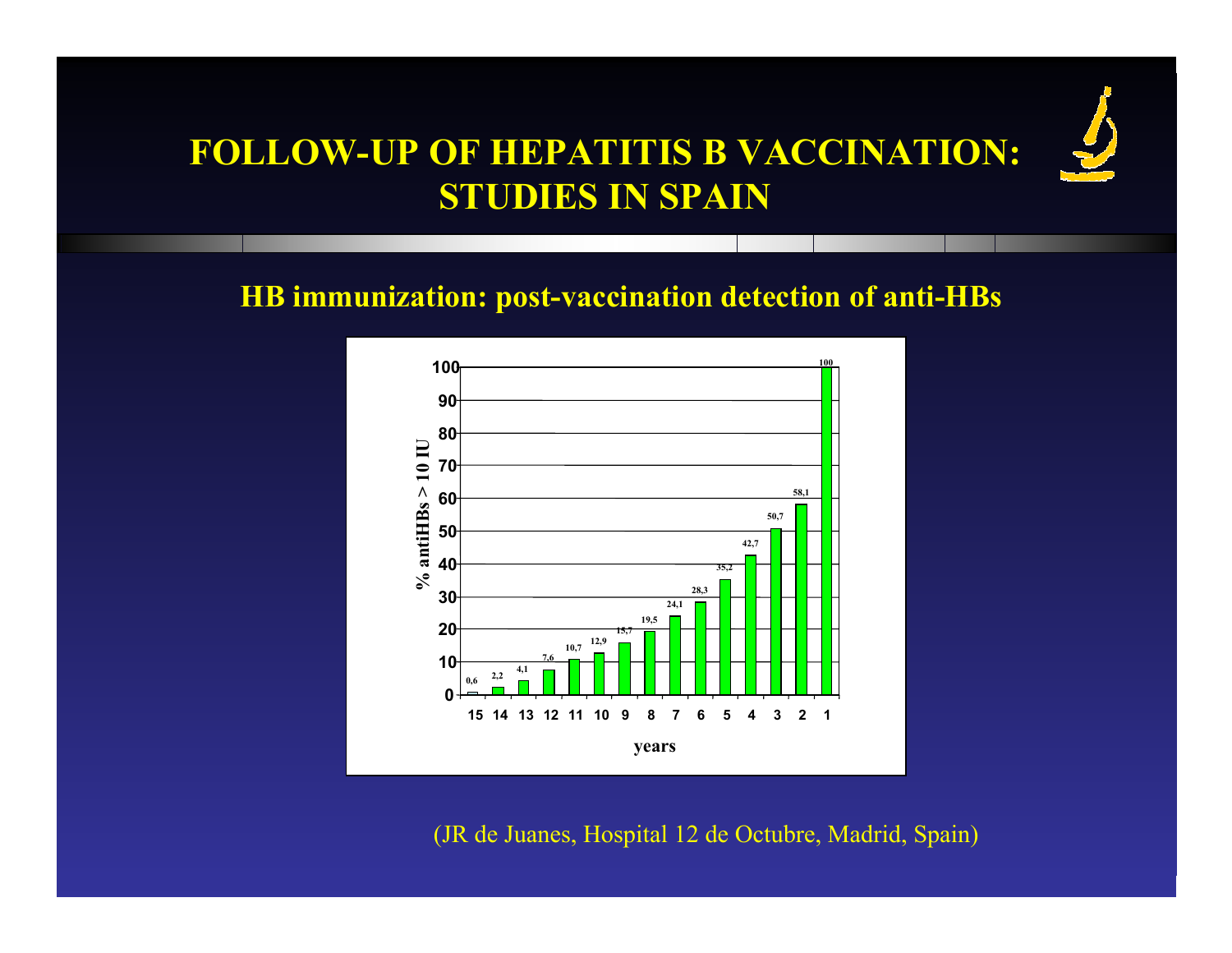# FOLLOW-UP OF HEPATITIS B VACCINATION: STUDIES IN SPAIN

## HB immunization: post-vaccination detection of anti-HBs

| years | % antiHBs > 10 IU |
|---|---|
| 15 | 0,6 |
| 14 | 2,2 |
| 13 | 4,1 |
| 12 | 7,6 |
| 11 | 10,7 |
| 10 | 12,9 |
| 9 | 15,7 |
| 8 | 19,5 |
| 7 | 24,1 |
| 6 | 28,3 |
| 5 | 35,2 |
| 4 | 42,7 |
| 3 | 50,7 |
| 2 | 58,1 |
| 1 | 100 |

(JR de Juanes, Hospital 12 de Octubre, Madrid, Spain)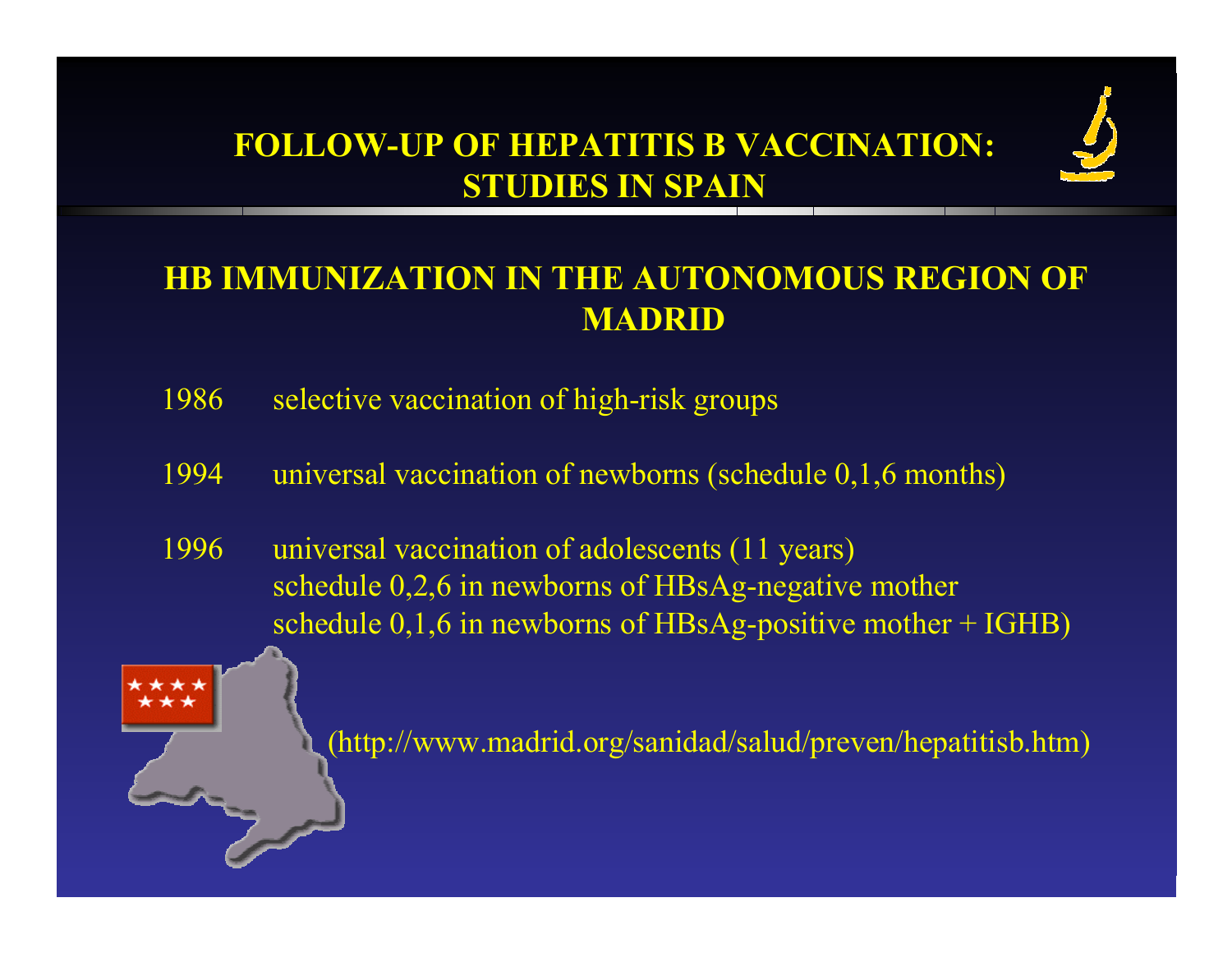# FOLLOW-UP OF HEPATITIS B VACCINATION: STUDIES IN SPAIN

## HB IMMUNIZATION IN THE AUTONOMOUS REGION OF MADRID

1986 selective vaccination of high-risk groups

1994 universal vaccination of newborns (schedule 0,1,6 months)

1996 universal vaccination of adolescents (11 years)
schedule 0,2,6 in newborns of HBsAg-negative mother
schedule 0,1,6 in newborns of HBsAg-positive mother + IGHB)

(http://www.madrid.org/sanidad/salud/preven/hepatitisb.htm)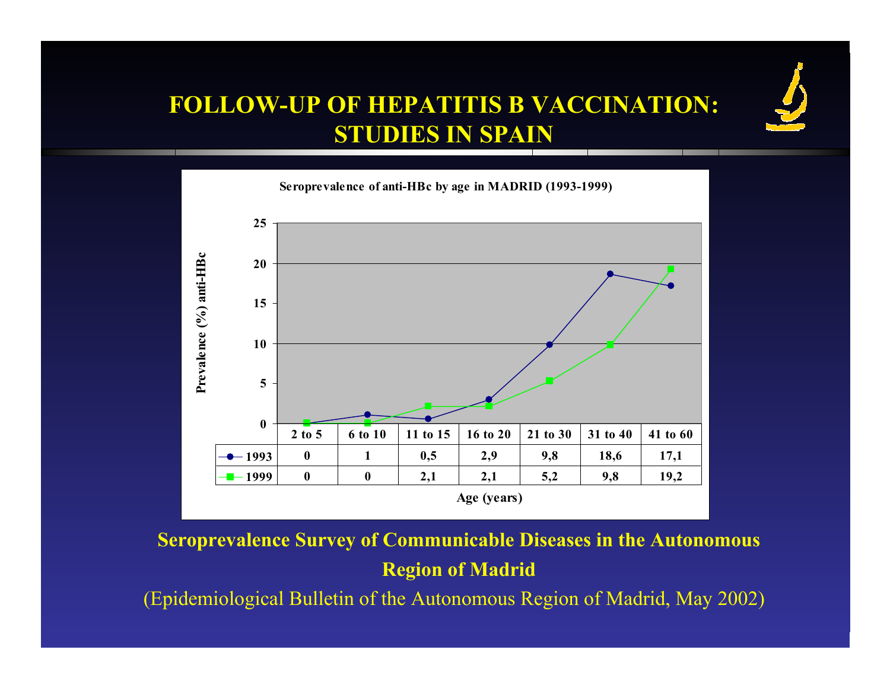# FOLLOW-UP OF HEPATITIS B VACCINATION: STUDIES IN SPAIN

**Seroprevalence of anti-HBc by age in MADRID (1993-1999)**

Prevalence (%) anti-HBc

| | 2 to 5 | 6 to 10 | 11 to 15 | 16 to 20 | 21 to 30 | 31 to 40 | 41 to 60 |
|---|---|---|---|---|---|---|---|
| 1993 | 0 | 1 | 0,5 | 2,9 | 9,8 | 18,6 | 17,1 |
| 1999 | 0 | 0 | 2,1 | 2,1 | 5,2 | 9,8 | 19,2 |

Age (years)

**Seroprevalence Survey of Communicable Diseases in the Autonomous Region of Madrid**

(Epidemiological Bulletin of the Autonomous Region of Madrid, May 2002)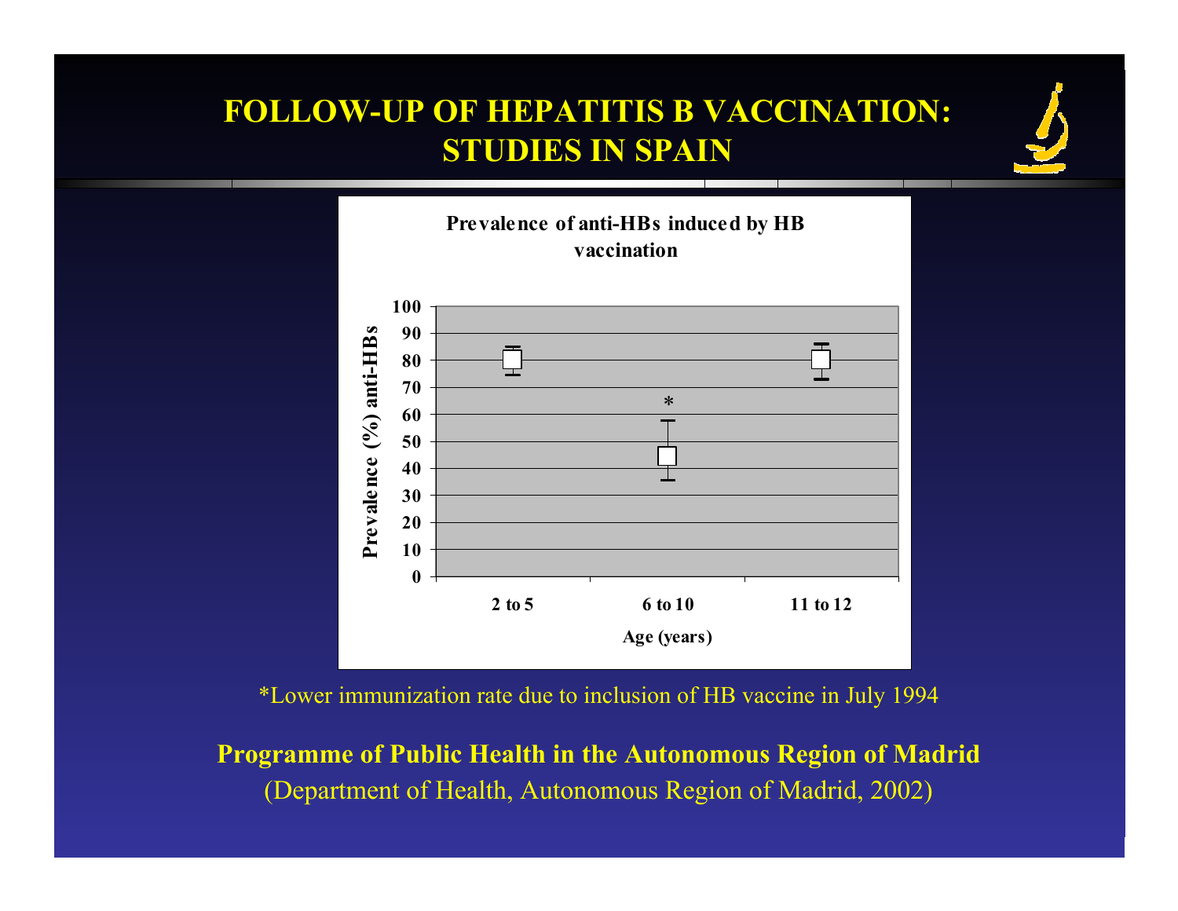# FOLLOW-UP OF HEPATITIS B VACCINATION: STUDIES IN SPAIN

**Prevalence of anti-HBs induced by HB vaccination**

Prevalence (%) anti-HBs

100, 90, 80, 70, 60, 50, 40, 30, 20, 10, 0

2 to 5 | 6 to 10 * | 11 to 12

Age (years)

*Lower immunization rate due to inclusion of HB vaccine in July 1994

**Programme of Public Health in the Autonomous Region of Madrid**

(Department of Health, Autonomous Region of Madrid, 2002)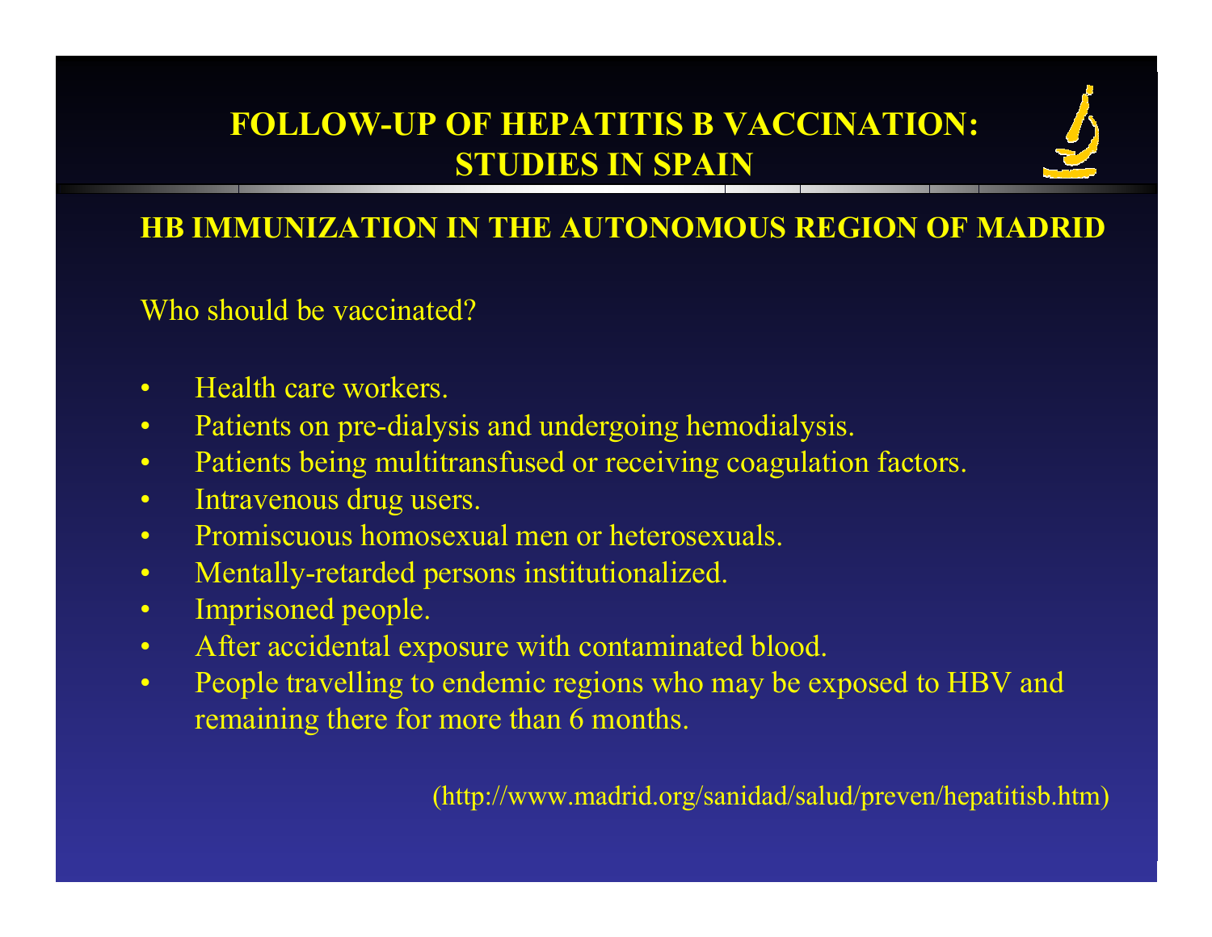# FOLLOW-UP OF HEPATITIS B VACCINATION: STUDIES IN SPAIN

## HB IMMUNIZATION IN THE AUTONOMOUS REGION OF MADRID

Who should be vaccinated?

- Health care workers.
- Patients on pre-dialysis and undergoing hemodialysis.
- Patients being multitransfused or receiving coagulation factors.
- Intravenous drug users.
- Promiscuous homosexual men or heterosexuals.
- Mentally-retarded persons institutionalized.
- Imprisoned people.
- After accidental exposure with contaminated blood.
- People travelling to endemic regions who may be exposed to HBV and remaining there for more than 6 months.

(http://www.madrid.org/sanidad/salud/preven/hepatitisb.htm)